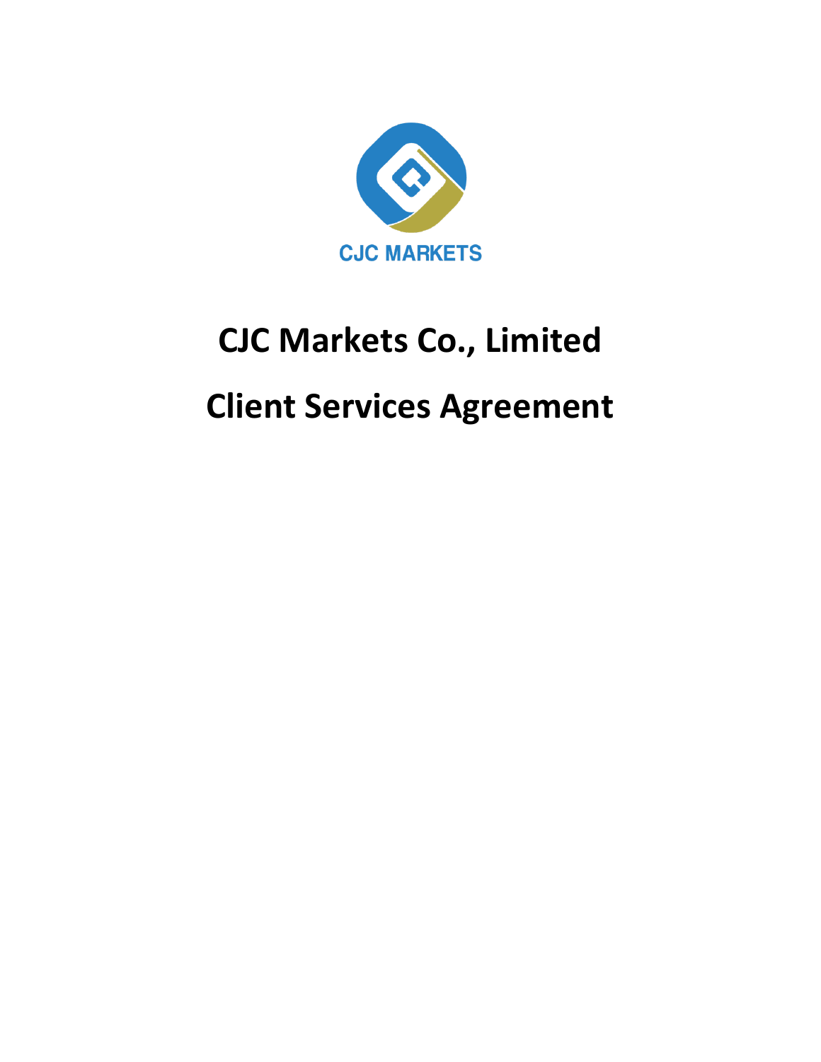CJC MARKETS

# CJC Markets Co., Limited

# Client Services Agreement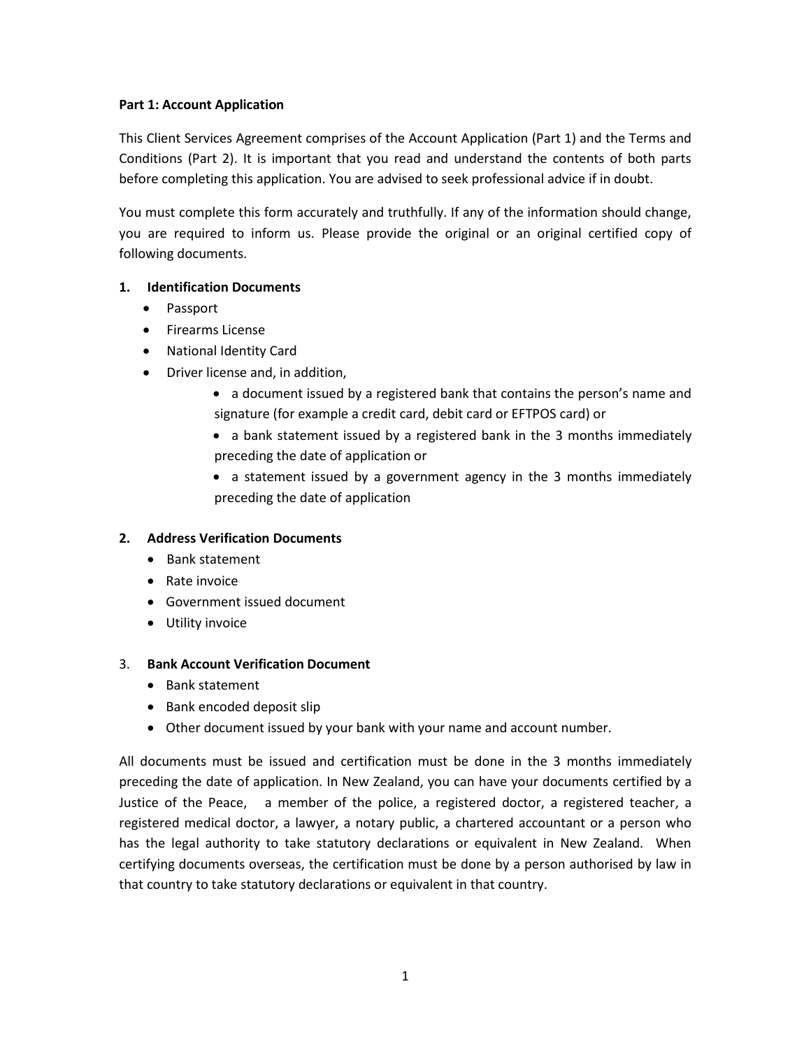**Part 1: Account Application**

This Client Services Agreement comprises of the Account Application (Part 1) and the Terms and Conditions (Part 2). It is important that you read and understand the contents of both parts before completing this application. You are advised to seek professional advice if in doubt.

You must complete this form accurately and truthfully. If any of the information should change, you are required to inform us. Please provide the original or an original certified copy of following documents.

1. **Identification Documents**
   - Passport
   - Firearms License
   - National Identity Card
   - Driver license and, in addition,
     - a document issued by a registered bank that contains the person's name and signature (for example a credit card, debit card or EFTPOS card) or
     - a bank statement issued by a registered bank in the 3 months immediately preceding the date of application or
     - a statement issued by a government agency in the 3 months immediately preceding the date of application

2. **Address Verification Documents**
   - Bank statement
   - Rate invoice
   - Government issued document
   - Utility invoice

3. **Bank Account Verification Document**
   - Bank statement
   - Bank encoded deposit slip
   - Other document issued by your bank with your name and account number.

All documents must be issued and certification must be done in the 3 months immediately preceding the date of application. In New Zealand, you can have your documents certified by a Justice of the Peace, a member of the police, a registered doctor, a registered teacher, a registered medical doctor, a lawyer, a notary public, a chartered accountant or a person who has the legal authority to take statutory declarations or equivalent in New Zealand. When certifying documents overseas, the certification must be done by a person authorised by law in that country to take statutory declarations or equivalent in that country.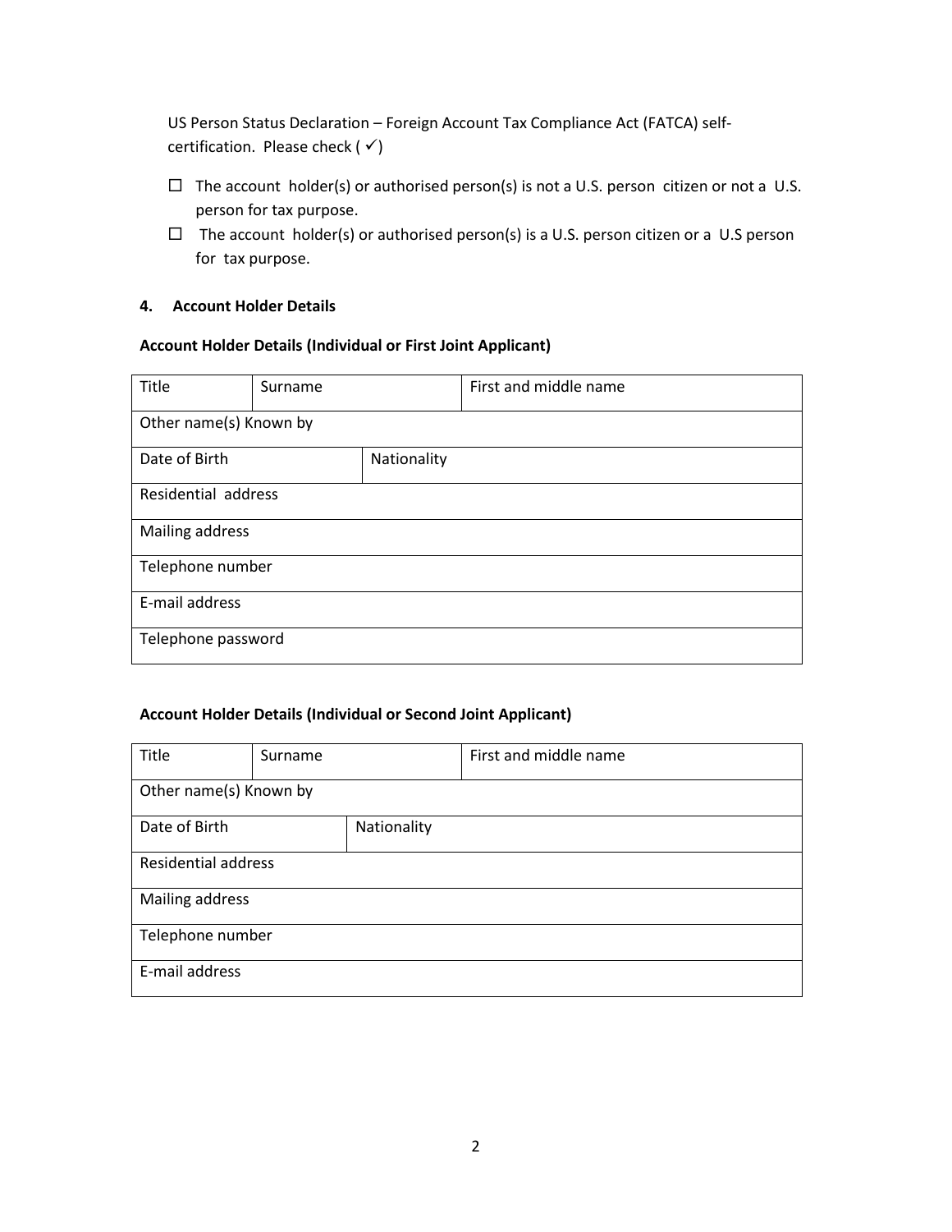US Person Status Declaration – Foreign Account Tax Compliance Act (FATCA) self-certification. Please check ( ✓)

- ☐ The account holder(s) or authorised person(s) is not a U.S. person citizen or not a U.S. person for tax purpose.
- ☐ The account holder(s) or authorised person(s) is a U.S. person citizen or a U.S person for tax purpose.

**4. Account Holder Details**

**Account Holder Details (Individual or First Joint Applicant)**

| Title | Surname | | First and middle name |
|---|---|---|---|
| Other name(s) Known by | | | |
| Date of Birth | | Nationality | |
| Residential address | | | |
| Mailing address | | | |
| Telephone number | | | |
| E-mail address | | | |
| Telephone password | | | |

**Account Holder Details (Individual or Second Joint Applicant)**

| Title | Surname | | First and middle name |
|---|---|---|---|
| Other name(s) Known by | | | |
| Date of Birth | | Nationality | |
| Residential address | | | |
| Mailing address | | | |
| Telephone number | | | |
| E-mail address | | | |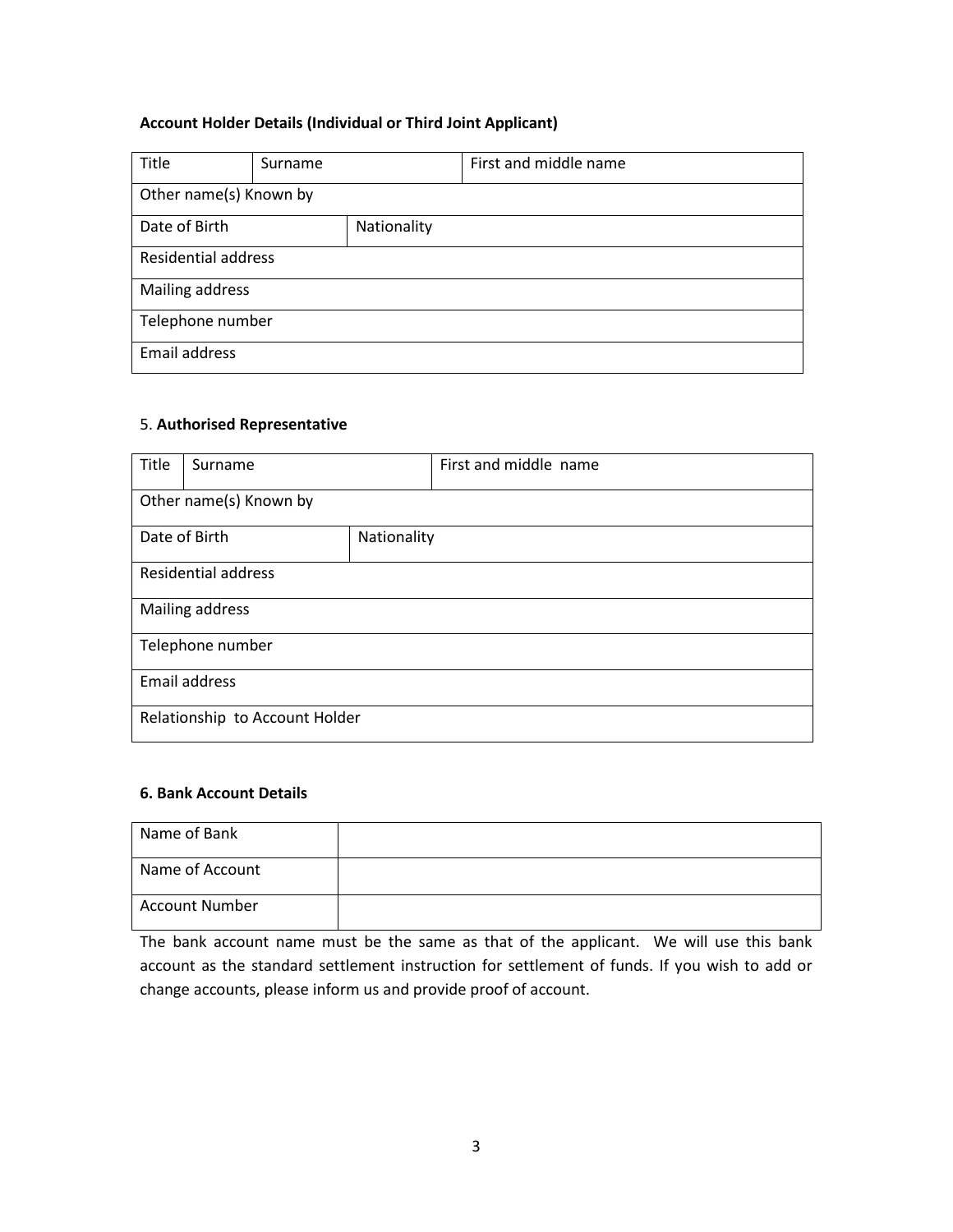**Account Holder Details (Individual or Third Joint Applicant)**

| Title | Surname | First and middle name |
|---|---|---|
| Other name(s) Known by | | |
| Date of Birth | Nationality | |
| Residential address | | |
| Mailing address | | |
| Telephone number | | |
| Email address | | |

5. **Authorised Representative**

| Title | Surname | First and middle name |
|---|---|---|
| Other name(s) Known by | | |
| Date of Birth | Nationality | |
| Residential address | | |
| Mailing address | | |
| Telephone number | | |
| Email address | | |
| Relationship to Account Holder | | |

**6. Bank Account Details**

| | |
|---|---|
| Name of Bank | |
| Name of Account | |
| Account Number | |

The bank account name must be the same as that of the applicant. We will use this bank account as the standard settlement instruction for settlement of funds. If you wish to add or change accounts, please inform us and provide proof of account.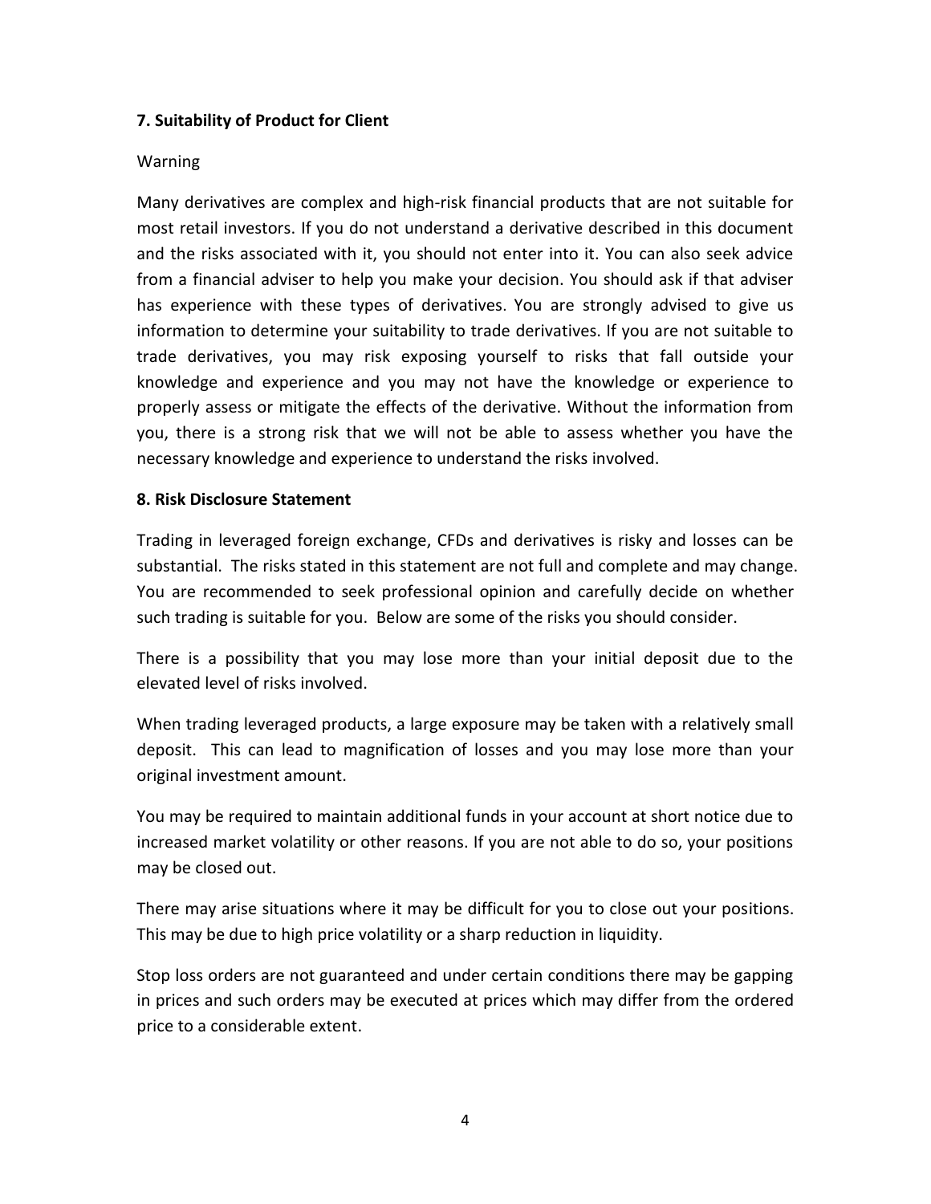**7. Suitability of Product for Client**

Warning

Many derivatives are complex and high-risk financial products that are not suitable for most retail investors. If you do not understand a derivative described in this document and the risks associated with it, you should not enter into it. You can also seek advice from a financial adviser to help you make your decision. You should ask if that adviser has experience with these types of derivatives. You are strongly advised to give us information to determine your suitability to trade derivatives. If you are not suitable to trade derivatives, you may risk exposing yourself to risks that fall outside your knowledge and experience and you may not have the knowledge or experience to properly assess or mitigate the effects of the derivative. Without the information from you, there is a strong risk that we will not be able to assess whether you have the necessary knowledge and experience to understand the risks involved.

**8. Risk Disclosure Statement**

Trading in leveraged foreign exchange, CFDs and derivatives is risky and losses can be substantial. The risks stated in this statement are not full and complete and may change. You are recommended to seek professional opinion and carefully decide on whether such trading is suitable for you. Below are some of the risks you should consider.

There is a possibility that you may lose more than your initial deposit due to the elevated level of risks involved.

When trading leveraged products, a large exposure may be taken with a relatively small deposit. This can lead to magnification of losses and you may lose more than your original investment amount.

You may be required to maintain additional funds in your account at short notice due to increased market volatility or other reasons. If you are not able to do so, your positions may be closed out.

There may arise situations where it may be difficult for you to close out your positions. This may be due to high price volatility or a sharp reduction in liquidity.

Stop loss orders are not guaranteed and under certain conditions there may be gapping in prices and such orders may be executed at prices which may differ from the ordered price to a considerable extent.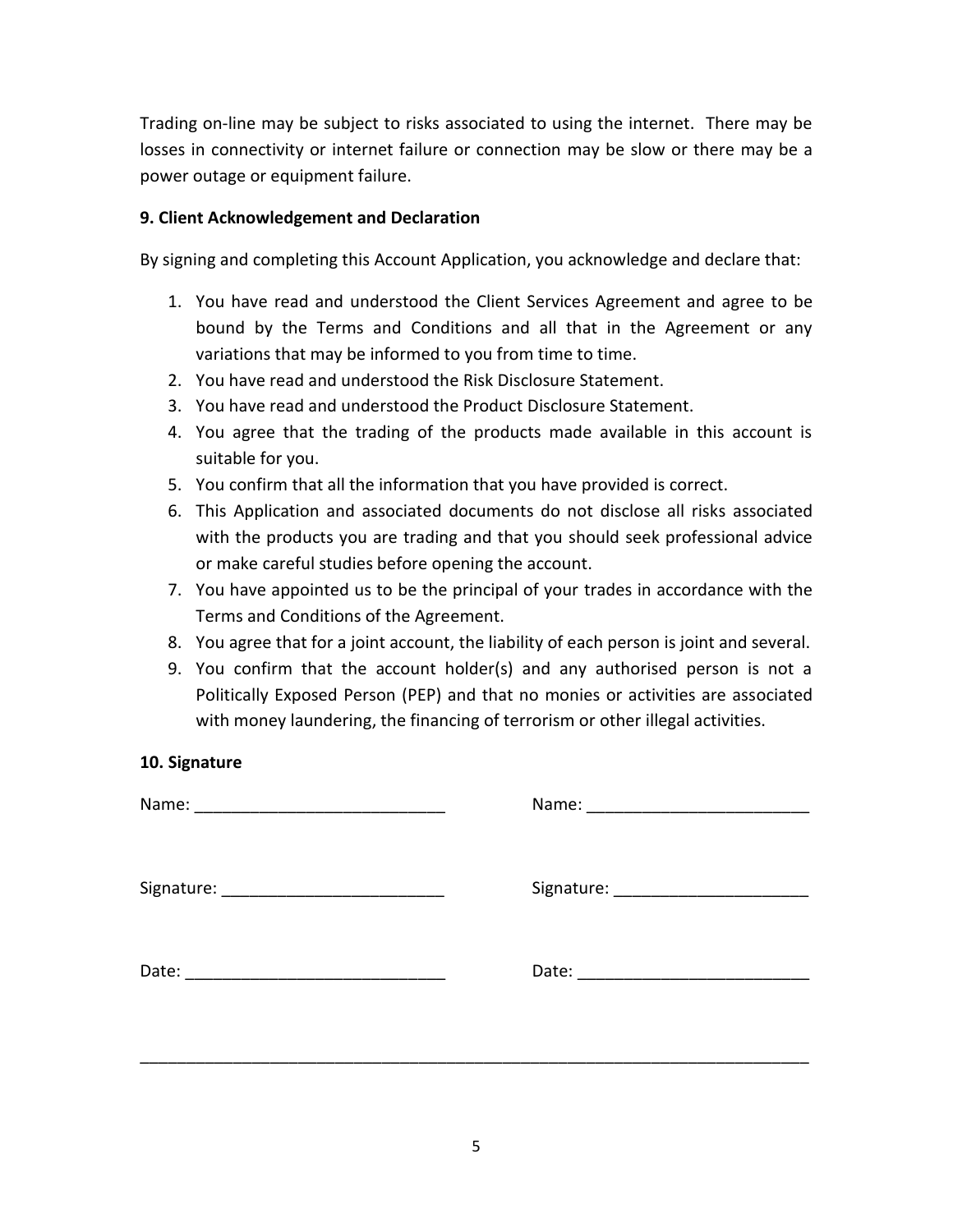Trading on-line may be subject to risks associated to using the internet. There may be losses in connectivity or internet failure or connection may be slow or there may be a power outage or equipment failure.

**9. Client Acknowledgement and Declaration**

By signing and completing this Account Application, you acknowledge and declare that:

1. You have read and understood the Client Services Agreement and agree to be bound by the Terms and Conditions and all that in the Agreement or any variations that may be informed to you from time to time.
2. You have read and understood the Risk Disclosure Statement.
3. You have read and understood the Product Disclosure Statement.
4. You agree that the trading of the products made available in this account is suitable for you.
5. You confirm that all the information that you have provided is correct.
6. This Application and associated documents do not disclose all risks associated with the products you are trading and that you should seek professional advice or make careful studies before opening the account.
7. You have appointed us to be the principal of your trades in accordance with the Terms and Conditions of the Agreement.
8. You agree that for a joint account, the liability of each person is joint and several.
9. You confirm that the account holder(s) and any authorised person is not a Politically Exposed Person (PEP) and that no monies or activities are associated with money laundering, the financing of terrorism or other illegal activities.

**10. Signature**

Name: ___________________________ Name: ________________________

Signature: ________________________ Signature: _____________________

Date: ____________________________ Date: _________________________

___________________________________________________________________________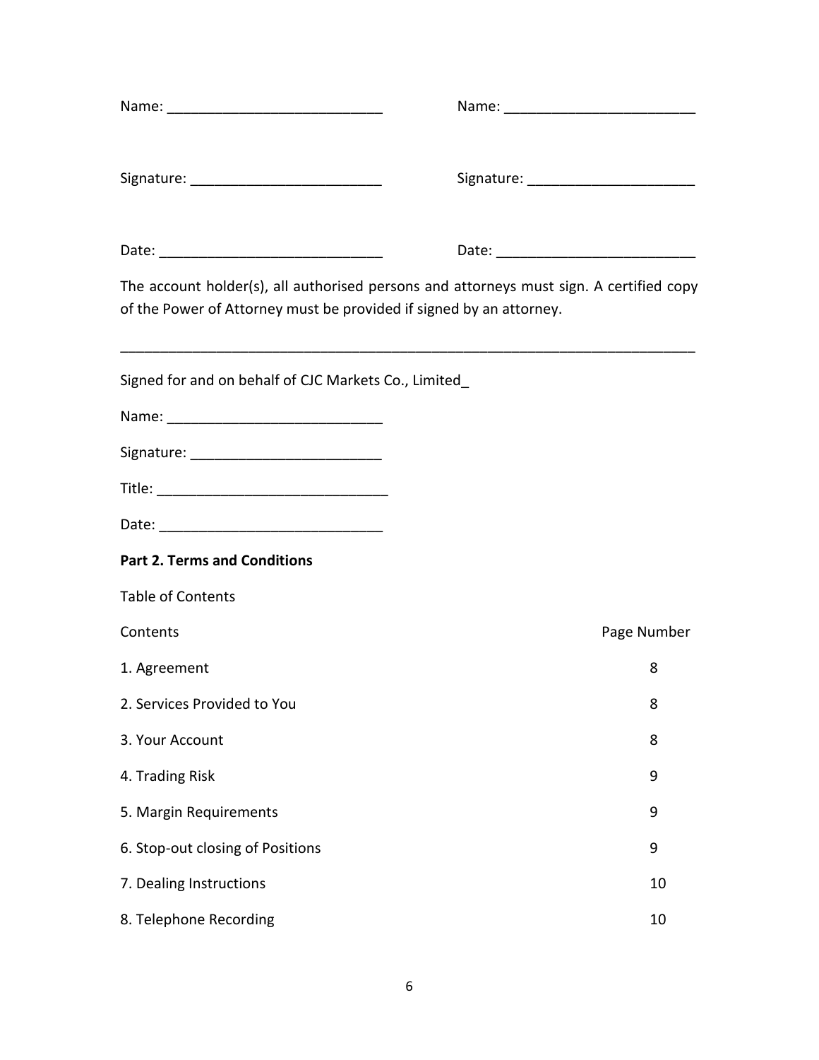| Name: ___________________________ | Name: ________________________ |
|---|---|
| Signature: ________________________ | Signature: _____________________ |
| Date: ____________________________ | Date: _________________________ |

The account holder(s), all authorised persons and attorneys must sign. A certified copy of the Power of Attorney must be provided if signed by an attorney.

---

Signed for and on behalf of CJC Markets Co., Limited_

Name: ___________________________

Signature: ________________________

Title: _____________________________

Date: ____________________________

**Part 2. Terms and Conditions**

Table of Contents

| Contents | Page Number |
|---|---|
| 1. Agreement | 8 |
| 2. Services Provided to You | 8 |
| 3. Your Account | 8 |
| 4. Trading Risk | 9 |
| 5. Margin Requirements | 9 |
| 6. Stop-out closing of Positions | 9 |
| 7. Dealing Instructions | 10 |
| 8. Telephone Recording | 10 |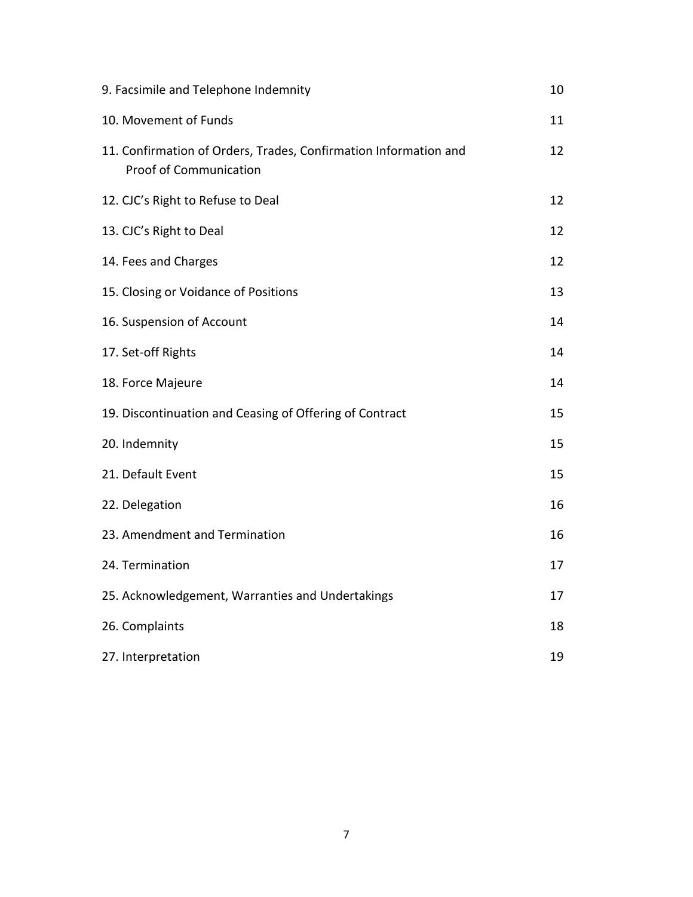| | |
|---|---|
| 9. Facsimile and Telephone Indemnity | 10 |
| 10. Movement of Funds | 11 |
| 11. Confirmation of Orders, Trades, Confirmation Information and Proof of Communication | 12 |
| 12. CJC's Right to Refuse to Deal | 12 |
| 13. CJC's Right to Deal | 12 |
| 14. Fees and Charges | 12 |
| 15. Closing or Voidance of Positions | 13 |
| 16. Suspension of Account | 14 |
| 17. Set-off Rights | 14 |
| 18. Force Majeure | 14 |
| 19. Discontinuation and Ceasing of Offering of Contract | 15 |
| 20. Indemnity | 15 |
| 21. Default Event | 15 |
| 22. Delegation | 16 |
| 23. Amendment and Termination | 16 |
| 24. Termination | 17 |
| 25. Acknowledgement, Warranties and Undertakings | 17 |
| 26. Complaints | 18 |
| 27. Interpretation | 19 |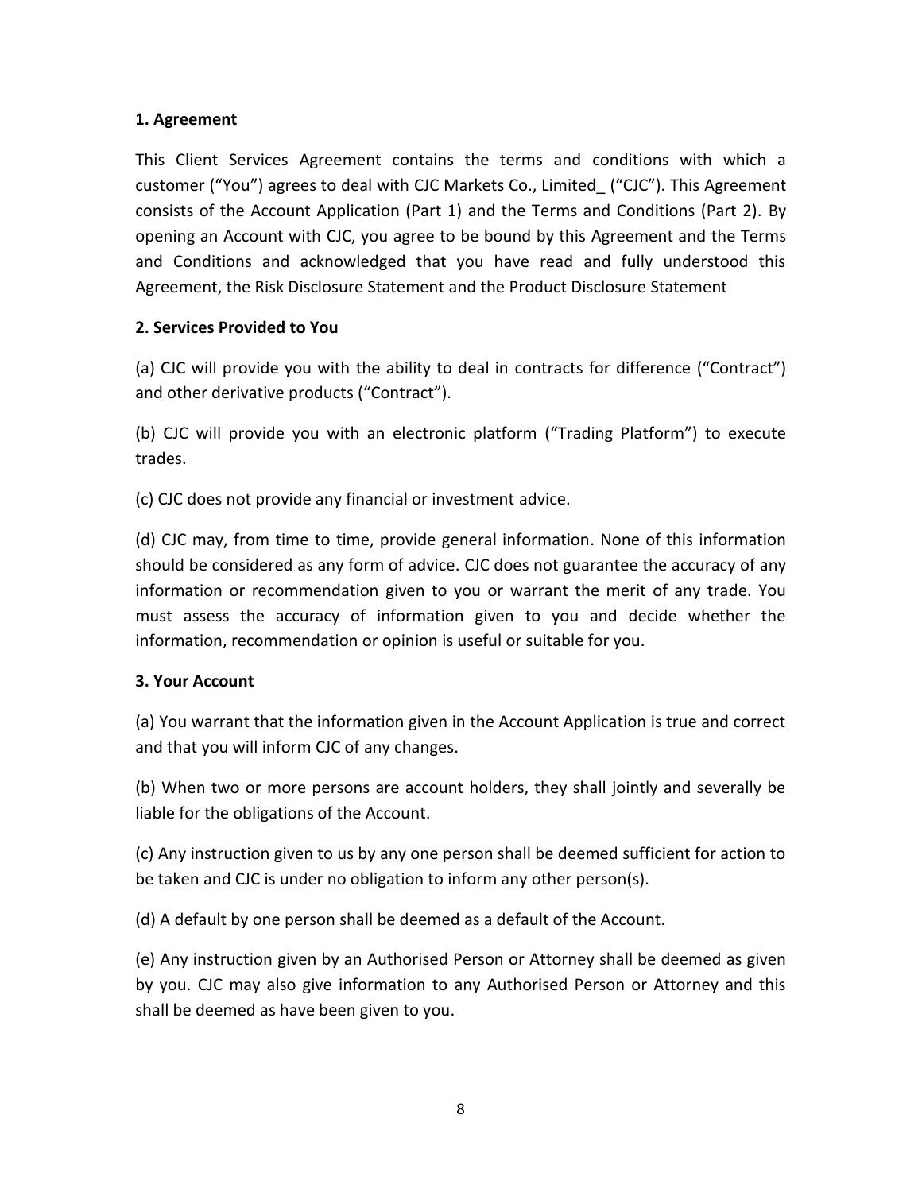**1. Agreement**

This Client Services Agreement contains the terms and conditions with which a customer (“You”) agrees to deal with CJC Markets Co., Limited_ (“CJC”). This Agreement consists of the Account Application (Part 1) and the Terms and Conditions (Part 2). By opening an Account with CJC, you agree to be bound by this Agreement and the Terms and Conditions and acknowledged that you have read and fully understood this Agreement, the Risk Disclosure Statement and the Product Disclosure Statement

**2. Services Provided to You**

(a) CJC will provide you with the ability to deal in contracts for difference (“Contract”) and other derivative products (“Contract”).

(b) CJC will provide you with an electronic platform (“Trading Platform”) to execute trades.

(c) CJC does not provide any financial or investment advice.

(d) CJC may, from time to time, provide general information. None of this information should be considered as any form of advice. CJC does not guarantee the accuracy of any information or recommendation given to you or warrant the merit of any trade. You must assess the accuracy of information given to you and decide whether the information, recommendation or opinion is useful or suitable for you.

**3. Your Account**

(a) You warrant that the information given in the Account Application is true and correct and that you will inform CJC of any changes.

(b) When two or more persons are account holders, they shall jointly and severally be liable for the obligations of the Account.

(c) Any instruction given to us by any one person shall be deemed sufficient for action to be taken and CJC is under no obligation to inform any other person(s).

(d) A default by one person shall be deemed as a default of the Account.

(e) Any instruction given by an Authorised Person or Attorney shall be deemed as given by you. CJC may also give information to any Authorised Person or Attorney and this shall be deemed as have been given to you.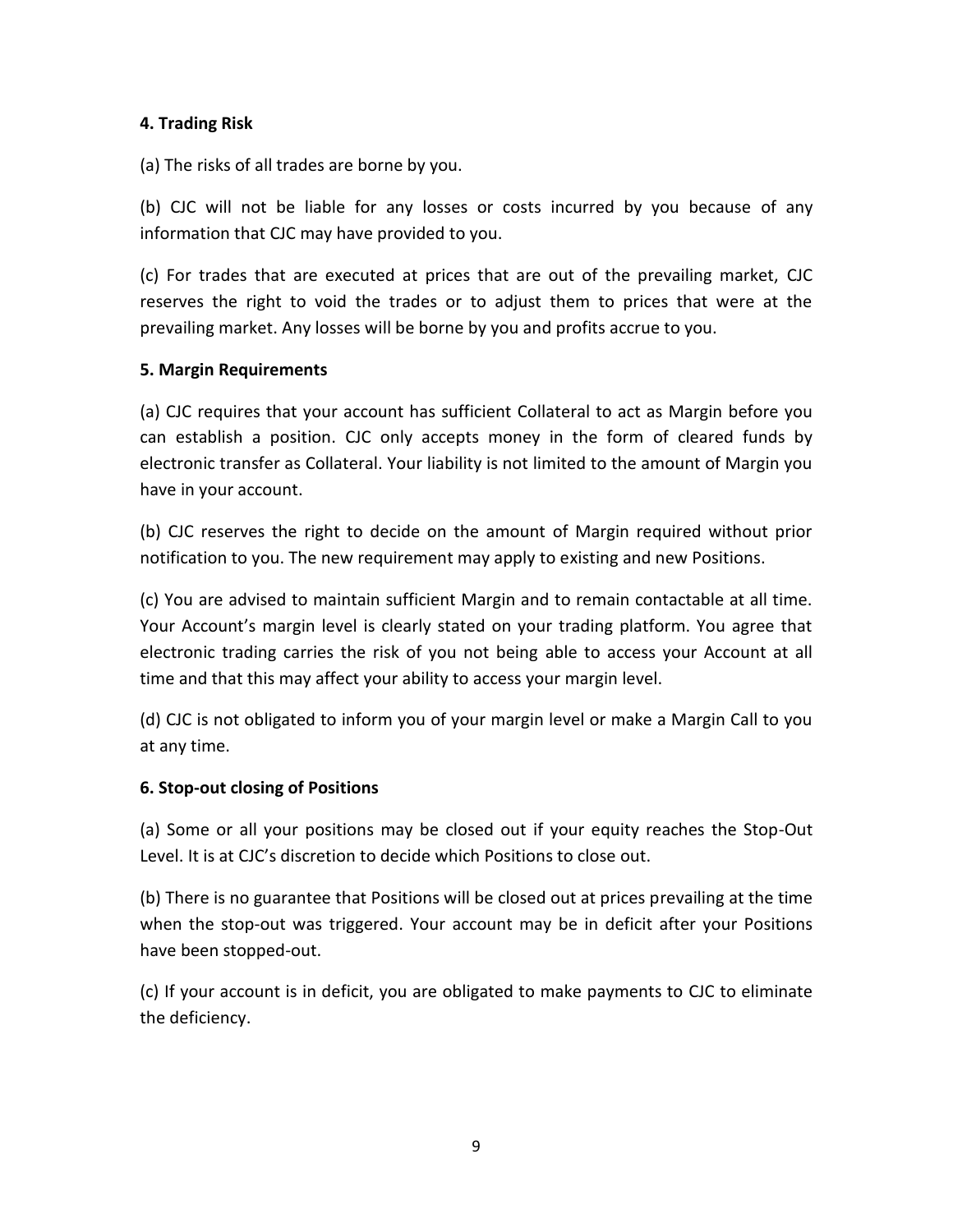**4. Trading Risk**

(a) The risks of all trades are borne by you.

(b) CJC will not be liable for any losses or costs incurred by you because of any information that CJC may have provided to you.

(c) For trades that are executed at prices that are out of the prevailing market, CJC reserves the right to void the trades or to adjust them to prices that were at the prevailing market. Any losses will be borne by you and profits accrue to you.

**5. Margin Requirements**

(a) CJC requires that your account has sufficient Collateral to act as Margin before you can establish a position. CJC only accepts money in the form of cleared funds by electronic transfer as Collateral. Your liability is not limited to the amount of Margin you have in your account.

(b) CJC reserves the right to decide on the amount of Margin required without prior notification to you. The new requirement may apply to existing and new Positions.

(c) You are advised to maintain sufficient Margin and to remain contactable at all time. Your Account's margin level is clearly stated on your trading platform. You agree that electronic trading carries the risk of you not being able to access your Account at all time and that this may affect your ability to access your margin level.

(d) CJC is not obligated to inform you of your margin level or make a Margin Call to you at any time.

**6. Stop-out closing of Positions**

(a) Some or all your positions may be closed out if your equity reaches the Stop-Out Level. It is at CJC's discretion to decide which Positions to close out.

(b) There is no guarantee that Positions will be closed out at prices prevailing at the time when the stop-out was triggered. Your account may be in deficit after your Positions have been stopped-out.

(c) If your account is in deficit, you are obligated to make payments to CJC to eliminate the deficiency.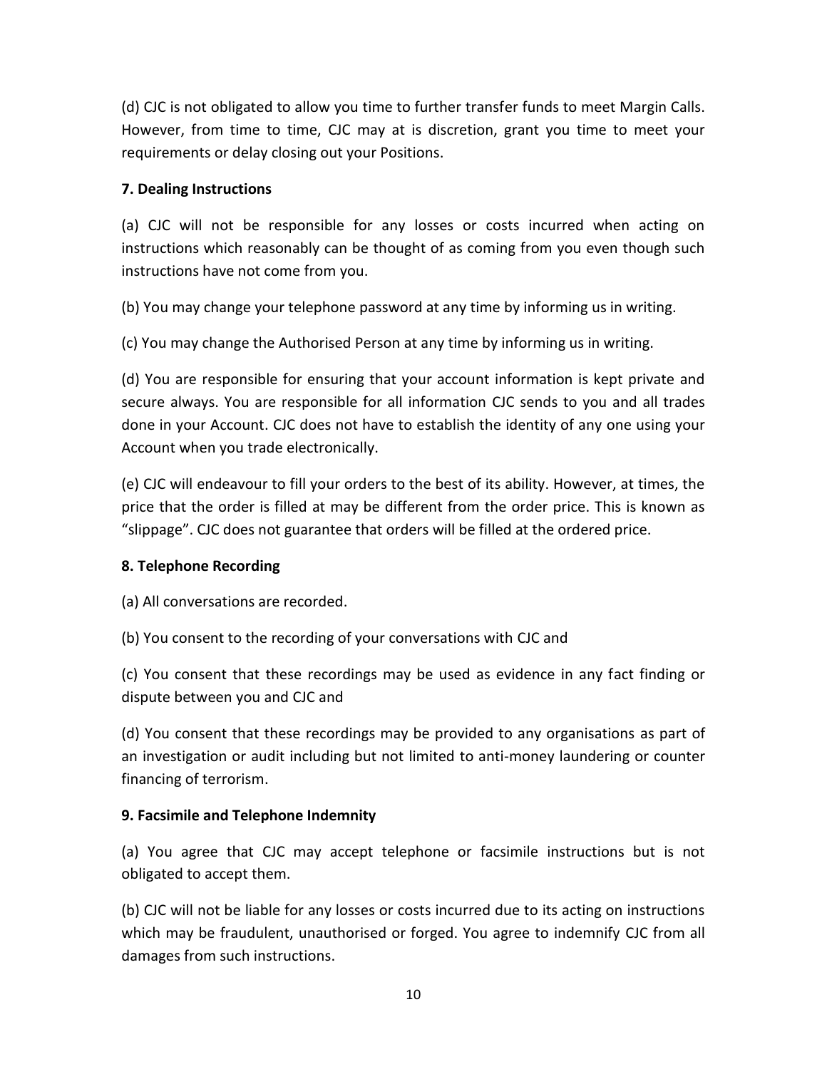(d) CJC is not obligated to allow you time to further transfer funds to meet Margin Calls. However, from time to time, CJC may at is discretion, grant you time to meet your requirements or delay closing out your Positions.

**7. Dealing Instructions**

(a) CJC will not be responsible for any losses or costs incurred when acting on instructions which reasonably can be thought of as coming from you even though such instructions have not come from you.

(b) You may change your telephone password at any time by informing us in writing.

(c) You may change the Authorised Person at any time by informing us in writing.

(d) You are responsible for ensuring that your account information is kept private and secure always. You are responsible for all information CJC sends to you and all trades done in your Account. CJC does not have to establish the identity of any one using your Account when you trade electronically.

(e) CJC will endeavour to fill your orders to the best of its ability. However, at times, the price that the order is filled at may be different from the order price. This is known as "slippage". CJC does not guarantee that orders will be filled at the ordered price.

**8. Telephone Recording**

(a) All conversations are recorded.

(b) You consent to the recording of your conversations with CJC and

(c) You consent that these recordings may be used as evidence in any fact finding or dispute between you and CJC and

(d) You consent that these recordings may be provided to any organisations as part of an investigation or audit including but not limited to anti-money laundering or counter financing of terrorism.

**9. Facsimile and Telephone Indemnity**

(a) You agree that CJC may accept telephone or facsimile instructions but is not obligated to accept them.

(b) CJC will not be liable for any losses or costs incurred due to its acting on instructions which may be fraudulent, unauthorised or forged. You agree to indemnify CJC from all damages from such instructions.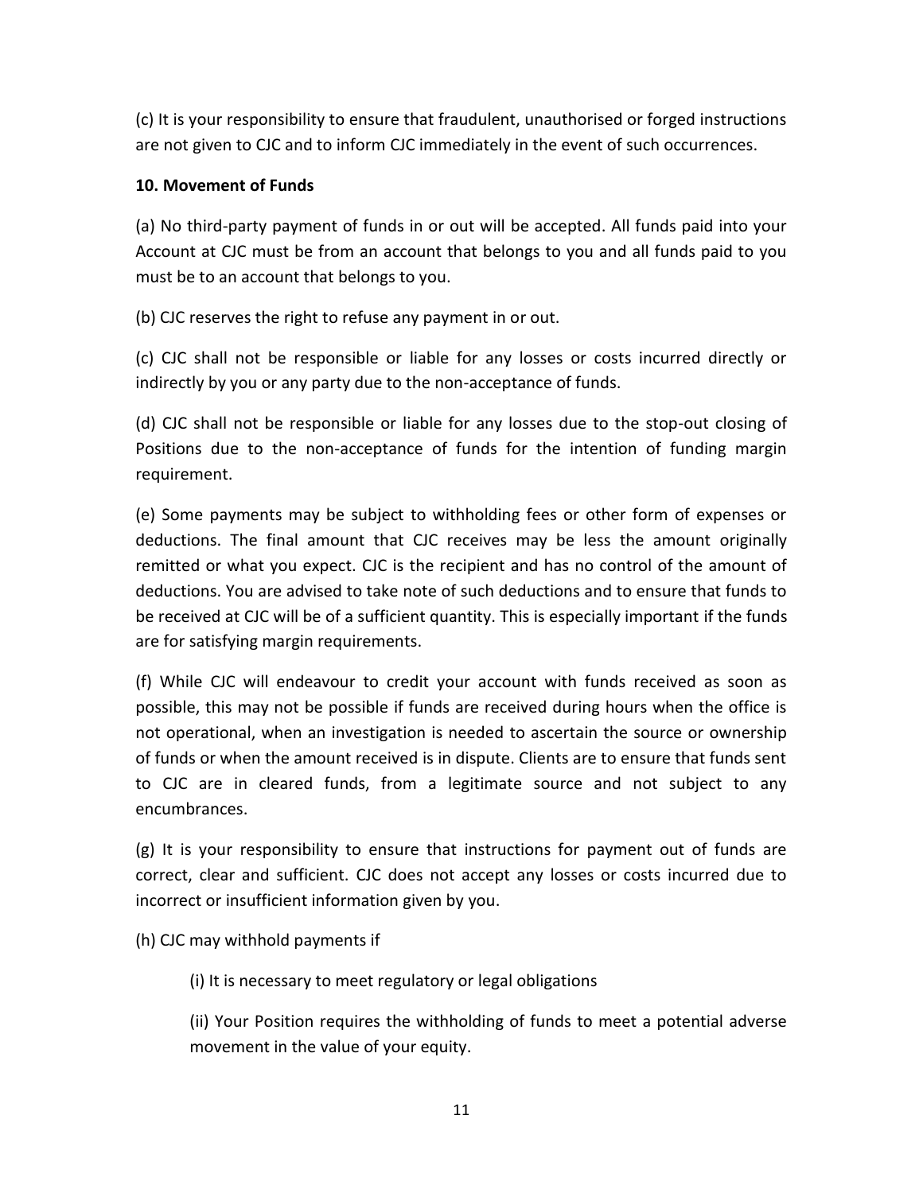(c) It is your responsibility to ensure that fraudulent, unauthorised or forged instructions are not given to CJC and to inform CJC immediately in the event of such occurrences.

**10. Movement of Funds**

(a) No third-party payment of funds in or out will be accepted. All funds paid into your Account at CJC must be from an account that belongs to you and all funds paid to you must be to an account that belongs to you.

(b) CJC reserves the right to refuse any payment in or out.

(c) CJC shall not be responsible or liable for any losses or costs incurred directly or indirectly by you or any party due to the non-acceptance of funds.

(d) CJC shall not be responsible or liable for any losses due to the stop-out closing of Positions due to the non-acceptance of funds for the intention of funding margin requirement.

(e) Some payments may be subject to withholding fees or other form of expenses or deductions. The final amount that CJC receives may be less the amount originally remitted or what you expect. CJC is the recipient and has no control of the amount of deductions. You are advised to take note of such deductions and to ensure that funds to be received at CJC will be of a sufficient quantity. This is especially important if the funds are for satisfying margin requirements.

(f) While CJC will endeavour to credit your account with funds received as soon as possible, this may not be possible if funds are received during hours when the office is not operational, when an investigation is needed to ascertain the source or ownership of funds or when the amount received is in dispute. Clients are to ensure that funds sent to CJC are in cleared funds, from a legitimate source and not subject to any encumbrances.

(g) It is your responsibility to ensure that instructions for payment out of funds are correct, clear and sufficient. CJC does not accept any losses or costs incurred due to incorrect or insufficient information given by you.

(h) CJC may withhold payments if

(i) It is necessary to meet regulatory or legal obligations

(ii) Your Position requires the withholding of funds to meet a potential adverse movement in the value of your equity.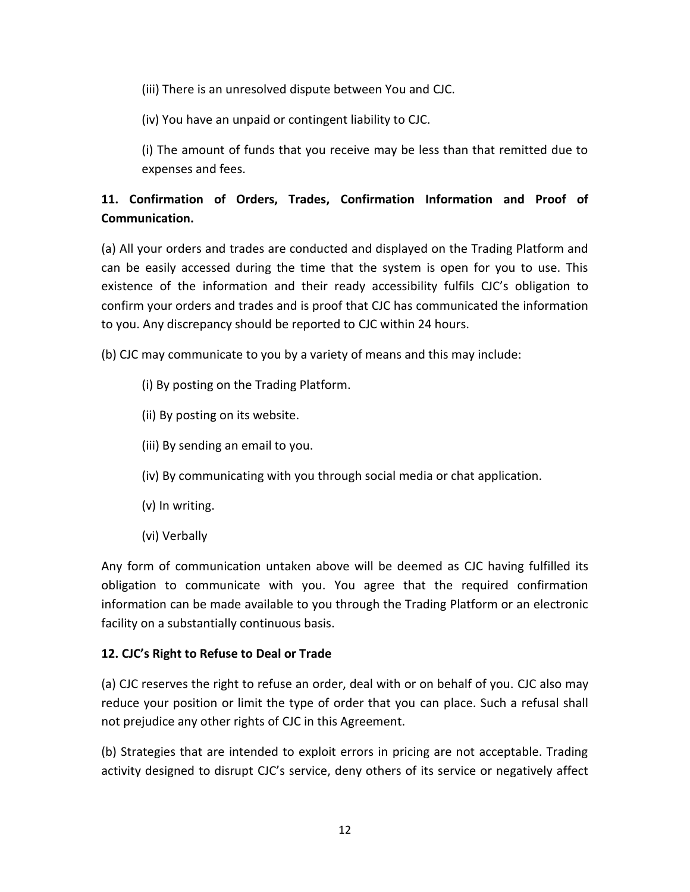(iii) There is an unresolved dispute between You and CJC.

(iv) You have an unpaid or contingent liability to CJC.

(i) The amount of funds that you receive may be less than that remitted due to expenses and fees.

**11. Confirmation of Orders, Trades, Confirmation Information and Proof of Communication.**

(a) All your orders and trades are conducted and displayed on the Trading Platform and can be easily accessed during the time that the system is open for you to use. This existence of the information and their ready accessibility fulfils CJC's obligation to confirm your orders and trades and is proof that CJC has communicated the information to you. Any discrepancy should be reported to CJC within 24 hours.

(b) CJC may communicate to you by a variety of means and this may include:

(i) By posting on the Trading Platform.

(ii) By posting on its website.

(iii) By sending an email to you.

(iv) By communicating with you through social media or chat application.

(v) In writing.

(vi) Verbally

Any form of communication untaken above will be deemed as CJC having fulfilled its obligation to communicate with you. You agree that the required confirmation information can be made available to you through the Trading Platform or an electronic facility on a substantially continuous basis.

**12. CJC's Right to Refuse to Deal or Trade**

(a) CJC reserves the right to refuse an order, deal with or on behalf of you. CJC also may reduce your position or limit the type of order that you can place. Such a refusal shall not prejudice any other rights of CJC in this Agreement.

(b) Strategies that are intended to exploit errors in pricing are not acceptable. Trading activity designed to disrupt CJC's service, deny others of its service or negatively affect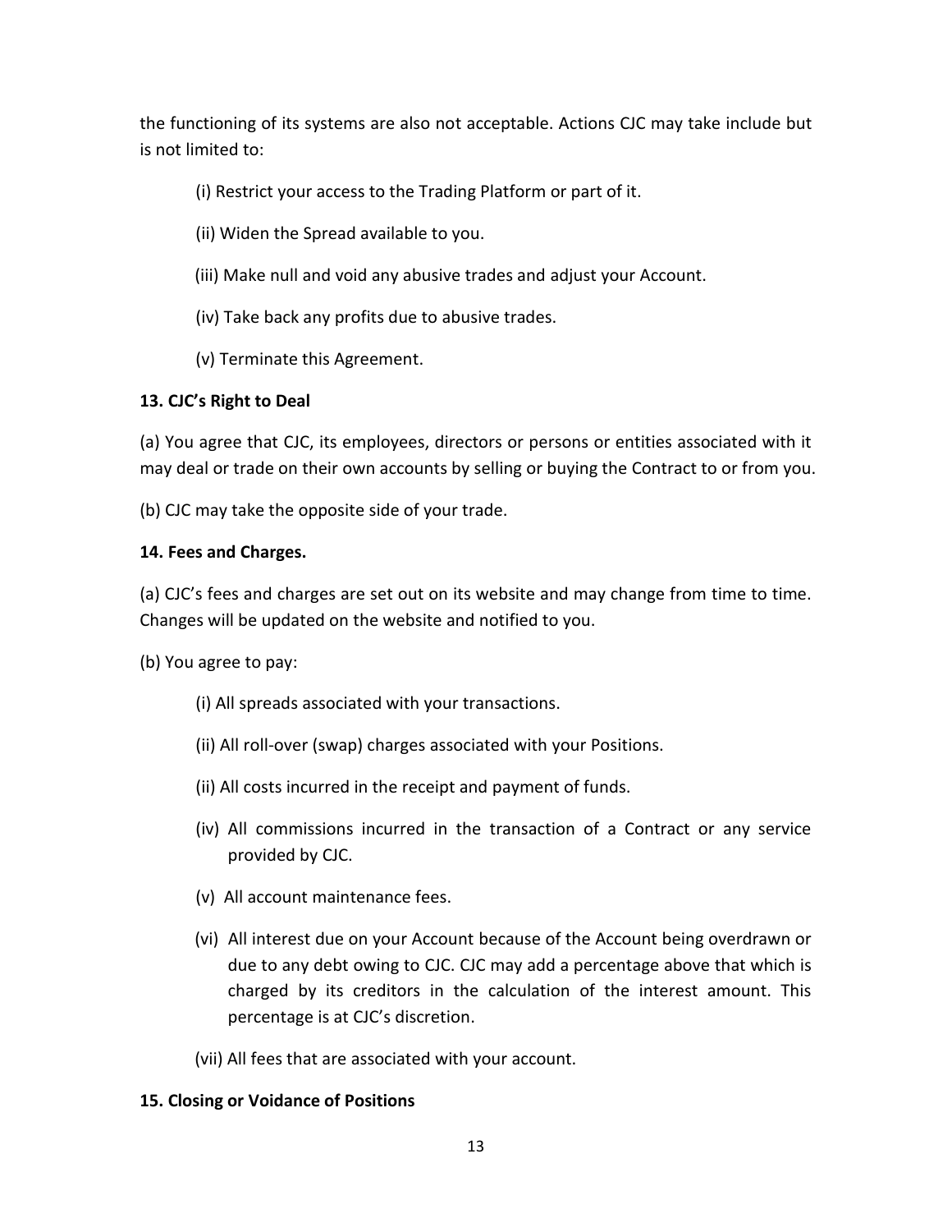the functioning of its systems are also not acceptable. Actions CJC may take include but is not limited to:

(i) Restrict your access to the Trading Platform or part of it.

(ii) Widen the Spread available to you.

(iii) Make null and void any abusive trades and adjust your Account.

(iv) Take back any profits due to abusive trades.

(v) Terminate this Agreement.

**13. CJC's Right to Deal**

(a) You agree that CJC, its employees, directors or persons or entities associated with it may deal or trade on their own accounts by selling or buying the Contract to or from you.

(b) CJC may take the opposite side of your trade.

**14. Fees and Charges.**

(a) CJC's fees and charges are set out on its website and may change from time to time. Changes will be updated on the website and notified to you.

(b) You agree to pay:

(i) All spreads associated with your transactions.

(ii) All roll-over (swap) charges associated with your Positions.

(ii) All costs incurred in the receipt and payment of funds.

(iv) All commissions incurred in the transaction of a Contract or any service provided by CJC.

(v) All account maintenance fees.

(vi) All interest due on your Account because of the Account being overdrawn or due to any debt owing to CJC. CJC may add a percentage above that which is charged by its creditors in the calculation of the interest amount. This percentage is at CJC's discretion.

(vii) All fees that are associated with your account.

**15. Closing or Voidance of Positions**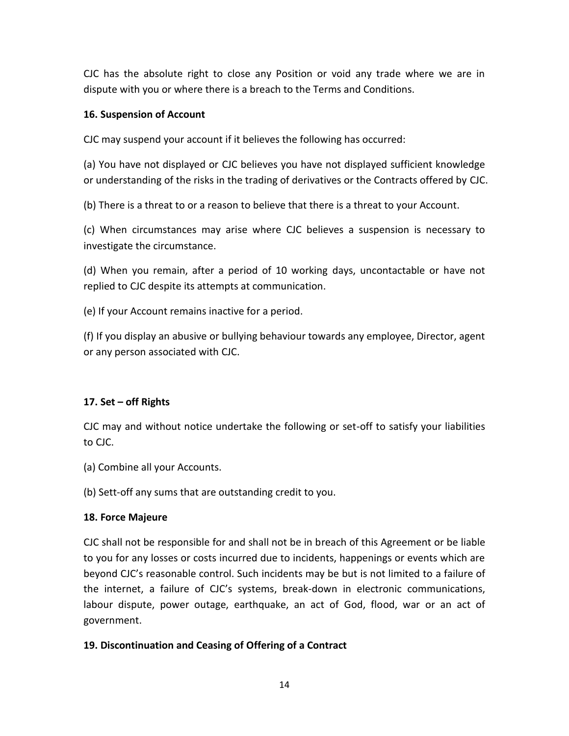CJC has the absolute right to close any Position or void any trade where we are in dispute with you or where there is a breach to the Terms and Conditions.

**16. Suspension of Account**

CJC may suspend your account if it believes the following has occurred:

(a) You have not displayed or CJC believes you have not displayed sufficient knowledge or understanding of the risks in the trading of derivatives or the Contracts offered by CJC.

(b) There is a threat to or a reason to believe that there is a threat to your Account.

(c) When circumstances may arise where CJC believes a suspension is necessary to investigate the circumstance.

(d) When you remain, after a period of 10 working days, uncontactable or have not replied to CJC despite its attempts at communication.

(e) If your Account remains inactive for a period.

(f) If you display an abusive or bullying behaviour towards any employee, Director, agent or any person associated with CJC.

**17. Set – off Rights**

CJC may and without notice undertake the following or set-off to satisfy your liabilities to CJC.

(a) Combine all your Accounts.

(b) Sett-off any sums that are outstanding credit to you.

**18. Force Majeure**

CJC shall not be responsible for and shall not be in breach of this Agreement or be liable to you for any losses or costs incurred due to incidents, happenings or events which are beyond CJC's reasonable control. Such incidents may be but is not limited to a failure of the internet, a failure of CJC's systems, break-down in electronic communications, labour dispute, power outage, earthquake, an act of God, flood, war or an act of government.

**19. Discontinuation and Ceasing of Offering of a Contract**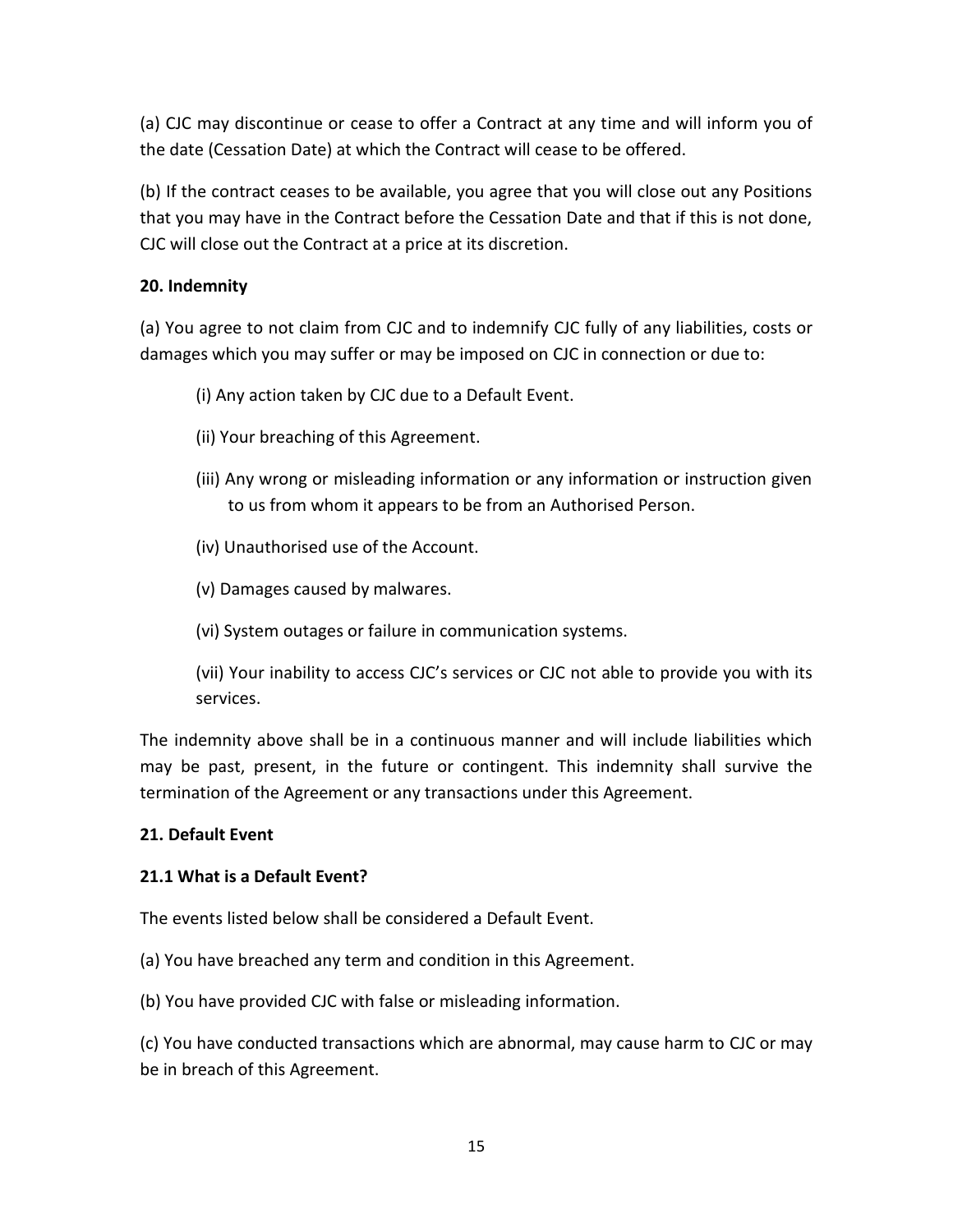(a) CJC may discontinue or cease to offer a Contract at any time and will inform you of the date (Cessation Date) at which the Contract will cease to be offered.

(b) If the contract ceases to be available, you agree that you will close out any Positions that you may have in the Contract before the Cessation Date and that if this is not done, CJC will close out the Contract at a price at its discretion.

**20. Indemnity**

(a) You agree to not claim from CJC and to indemnify CJC fully of any liabilities, costs or damages which you may suffer or may be imposed on CJC in connection or due to:

(i) Any action taken by CJC due to a Default Event.

(ii) Your breaching of this Agreement.

(iii) Any wrong or misleading information or any information or instruction given to us from whom it appears to be from an Authorised Person.

(iv) Unauthorised use of the Account.

(v) Damages caused by malwares.

(vi) System outages or failure in communication systems.

(vii) Your inability to access CJC's services or CJC not able to provide you with its services.

The indemnity above shall be in a continuous manner and will include liabilities which may be past, present, in the future or contingent. This indemnity shall survive the termination of the Agreement or any transactions under this Agreement.

**21. Default Event**

**21.1 What is a Default Event?**

The events listed below shall be considered a Default Event.

(a) You have breached any term and condition in this Agreement.

(b) You have provided CJC with false or misleading information.

(c) You have conducted transactions which are abnormal, may cause harm to CJC or may be in breach of this Agreement.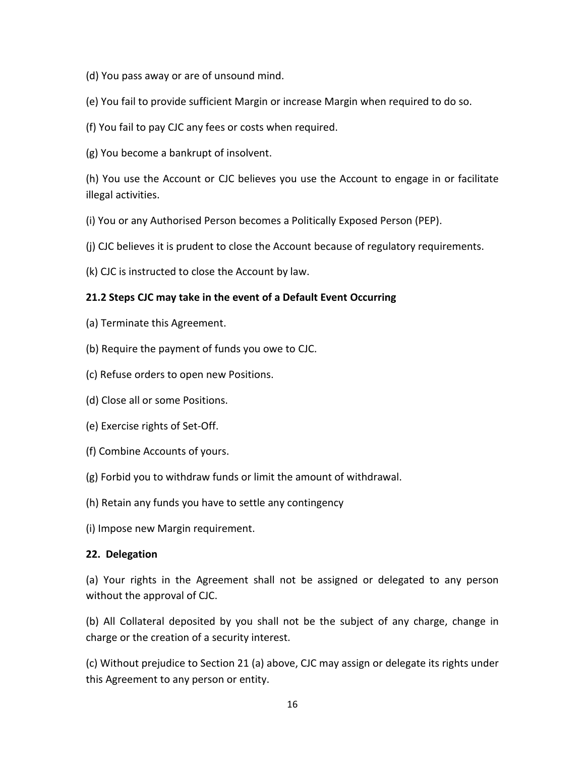(d) You pass away or are of unsound mind.

(e) You fail to provide sufficient Margin or increase Margin when required to do so.

(f) You fail to pay CJC any fees or costs when required.

(g) You become a bankrupt of insolvent.

(h) You use the Account or CJC believes you use the Account to engage in or facilitate illegal activities.

(i) You or any Authorised Person becomes a Politically Exposed Person (PEP).

(j) CJC believes it is prudent to close the Account because of regulatory requirements.

(k) CJC is instructed to close the Account by law.

**21.2 Steps CJC may take in the event of a Default Event Occurring**

(a) Terminate this Agreement.

(b) Require the payment of funds you owe to CJC.

(c) Refuse orders to open new Positions.

(d) Close all or some Positions.

(e) Exercise rights of Set-Off.

(f) Combine Accounts of yours.

(g) Forbid you to withdraw funds or limit the amount of withdrawal.

(h) Retain any funds you have to settle any contingency

(i) Impose new Margin requirement.

**22. Delegation**

(a) Your rights in the Agreement shall not be assigned or delegated to any person without the approval of CJC.

(b) All Collateral deposited by you shall not be the subject of any charge, change in charge or the creation of a security interest.

(c) Without prejudice to Section 21 (a) above, CJC may assign or delegate its rights under this Agreement to any person or entity.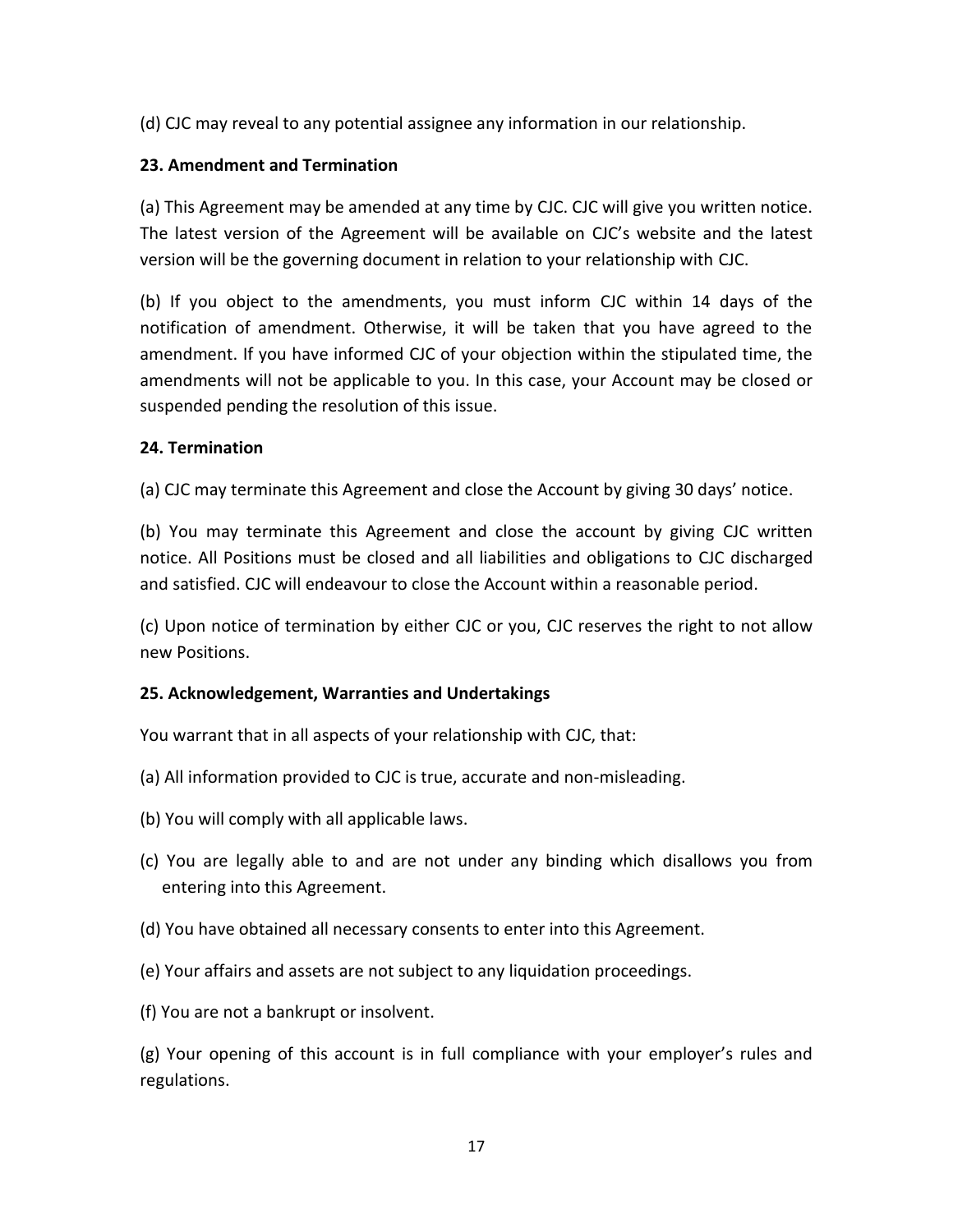(d) CJC may reveal to any potential assignee any information in our relationship.

**23. Amendment and Termination**

(a) This Agreement may be amended at any time by CJC. CJC will give you written notice. The latest version of the Agreement will be available on CJC's website and the latest version will be the governing document in relation to your relationship with CJC.

(b) If you object to the amendments, you must inform CJC within 14 days of the notification of amendment. Otherwise, it will be taken that you have agreed to the amendment. If you have informed CJC of your objection within the stipulated time, the amendments will not be applicable to you. In this case, your Account may be closed or suspended pending the resolution of this issue.

**24. Termination**

(a) CJC may terminate this Agreement and close the Account by giving 30 days' notice.

(b) You may terminate this Agreement and close the account by giving CJC written notice. All Positions must be closed and all liabilities and obligations to CJC discharged and satisfied. CJC will endeavour to close the Account within a reasonable period.

(c) Upon notice of termination by either CJC or you, CJC reserves the right to not allow new Positions.

**25. Acknowledgement, Warranties and Undertakings**

You warrant that in all aspects of your relationship with CJC, that:

(a) All information provided to CJC is true, accurate and non-misleading.

(b) You will comply with all applicable laws.

(c) You are legally able to and are not under any binding which disallows you from entering into this Agreement.

(d) You have obtained all necessary consents to enter into this Agreement.

(e) Your affairs and assets are not subject to any liquidation proceedings.

(f) You are not a bankrupt or insolvent.

(g) Your opening of this account is in full compliance with your employer's rules and regulations.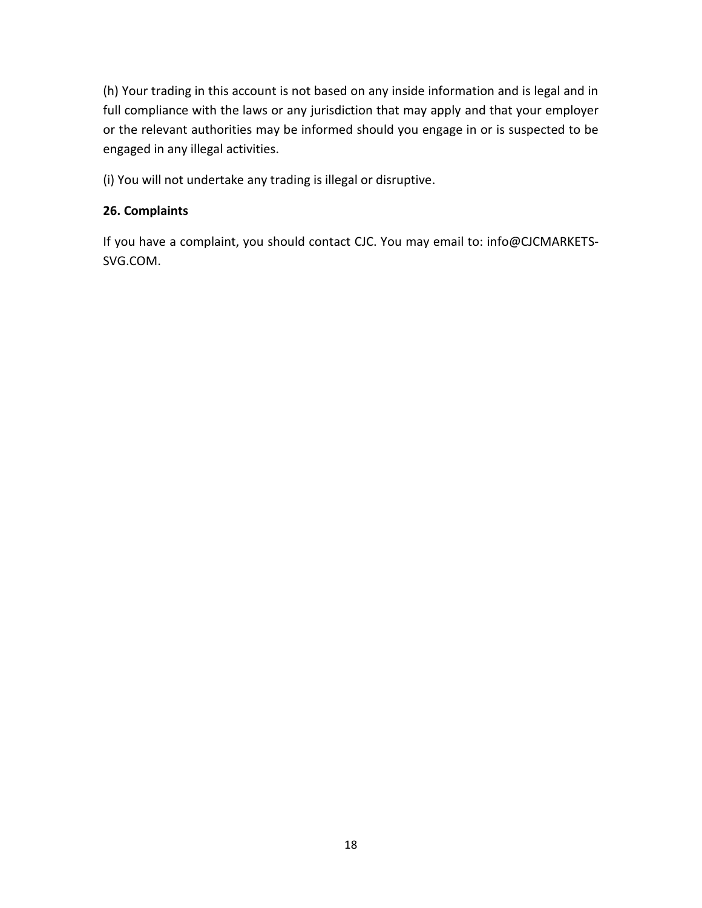(h) Your trading in this account is not based on any inside information and is legal and in full compliance with the laws or any jurisdiction that may apply and that your employer or the relevant authorities may be informed should you engage in or is suspected to be engaged in any illegal activities.

(i) You will not undertake any trading is illegal or disruptive.

**26. Complaints**

If you have a complaint, you should contact CJC. You may email to: info@CJCMARKETS-SVG.COM.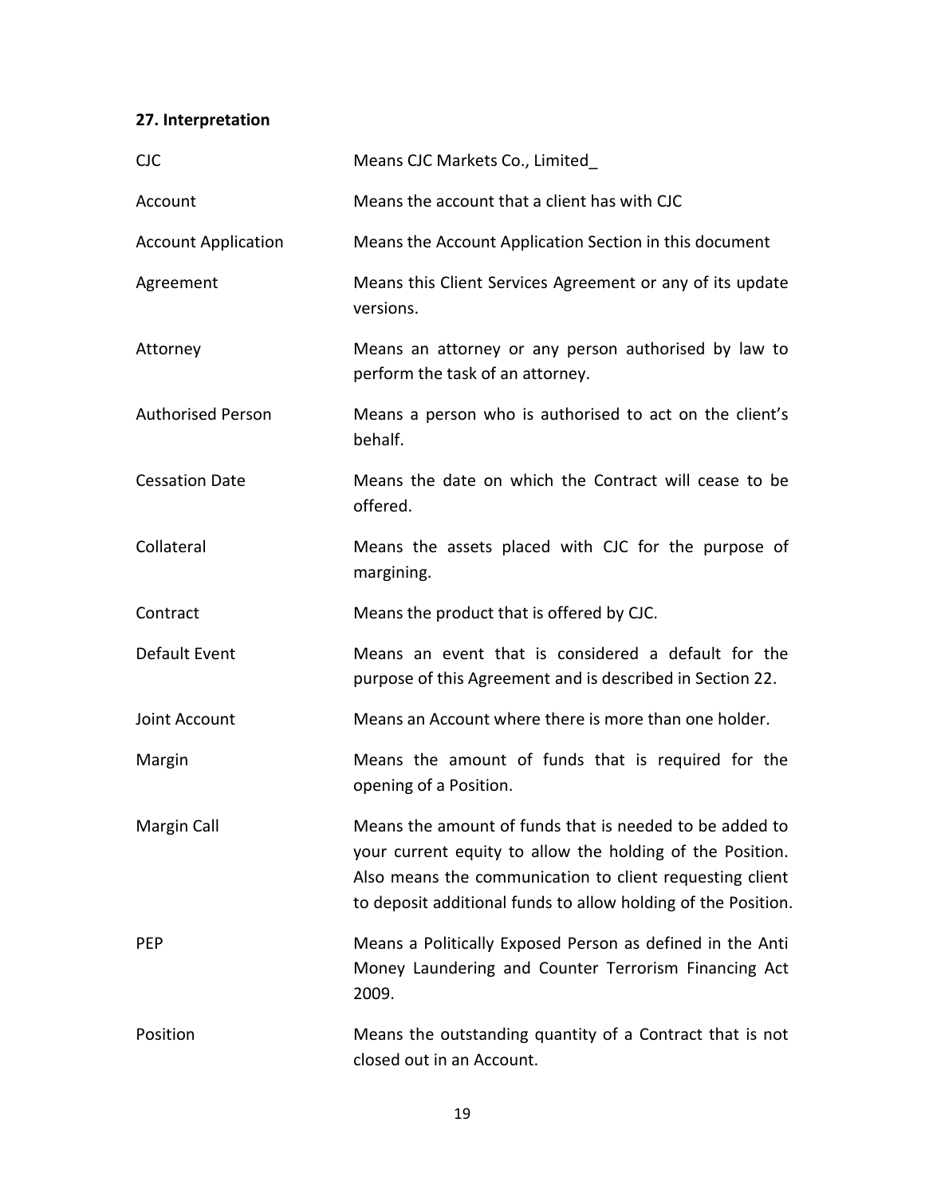**27. Interpretation**

| | |
|---|---|
| CJC | Means CJC Markets Co., Limited_ |
| Account | Means the account that a client has with CJC |
| Account Application | Means the Account Application Section in this document |
| Agreement | Means this Client Services Agreement or any of its update versions. |
| Attorney | Means an attorney or any person authorised by law to perform the task of an attorney. |
| Authorised Person | Means a person who is authorised to act on the client's behalf. |
| Cessation Date | Means the date on which the Contract will cease to be offered. |
| Collateral | Means the assets placed with CJC for the purpose of margining. |
| Contract | Means the product that is offered by CJC. |
| Default Event | Means an event that is considered a default for the purpose of this Agreement and is described in Section 22. |
| Joint Account | Means an Account where there is more than one holder. |
| Margin | Means the amount of funds that is required for the opening of a Position. |
| Margin Call | Means the amount of funds that is needed to be added to your current equity to allow the holding of the Position. Also means the communication to client requesting client to deposit additional funds to allow holding of the Position. |
| PEP | Means a Politically Exposed Person as defined in the Anti Money Laundering and Counter Terrorism Financing Act 2009. |
| Position | Means the outstanding quantity of a Contract that is not closed out in an Account. |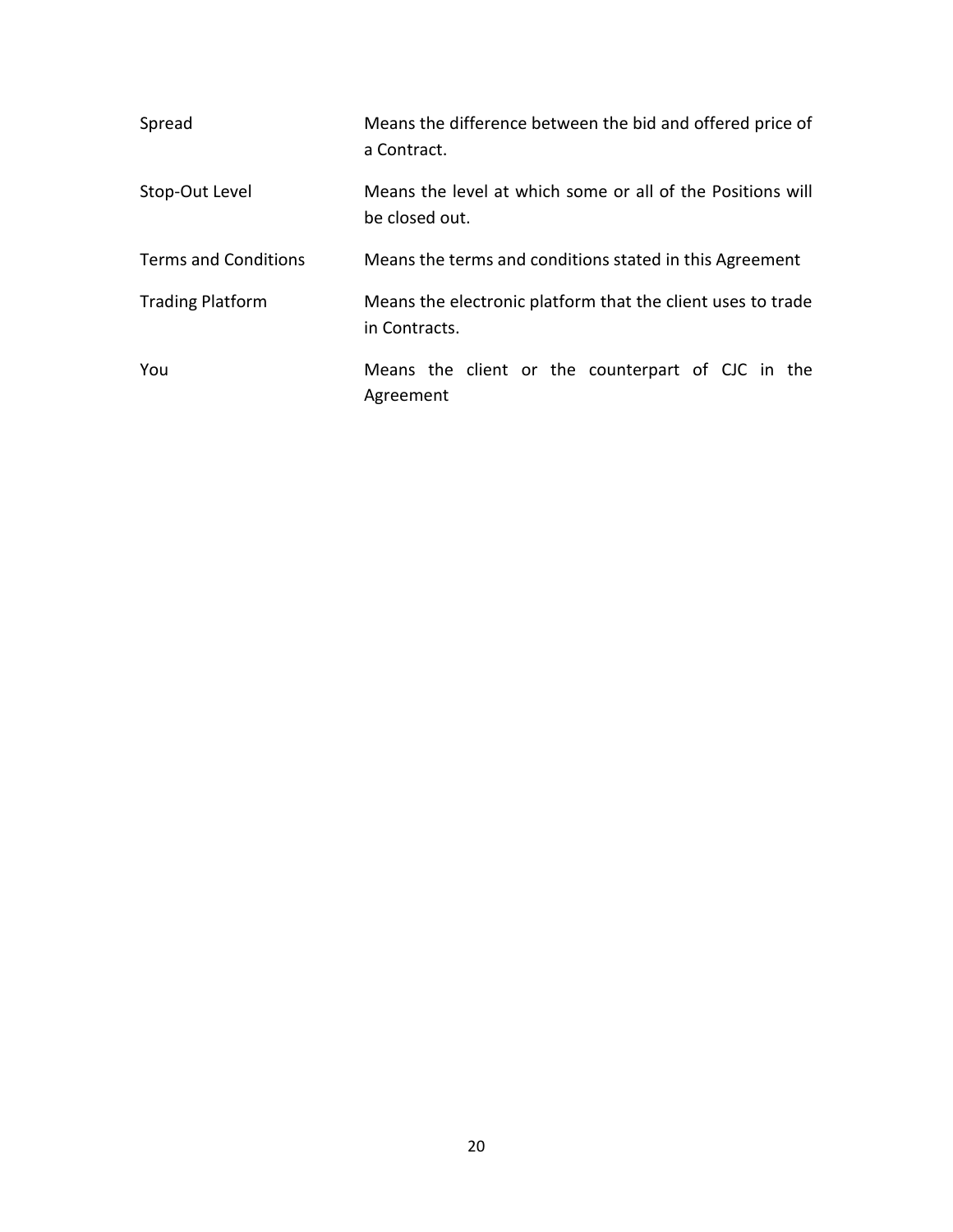| | |
|---|---|
| Spread | Means the difference between the bid and offered price of a Contract. |
| Stop-Out Level | Means the level at which some or all of the Positions will be closed out. |
| Terms and Conditions | Means the terms and conditions stated in this Agreement |
| Trading Platform | Means the electronic platform that the client uses to trade in Contracts. |
| You | Means the client or the counterpart of CJC in the Agreement |